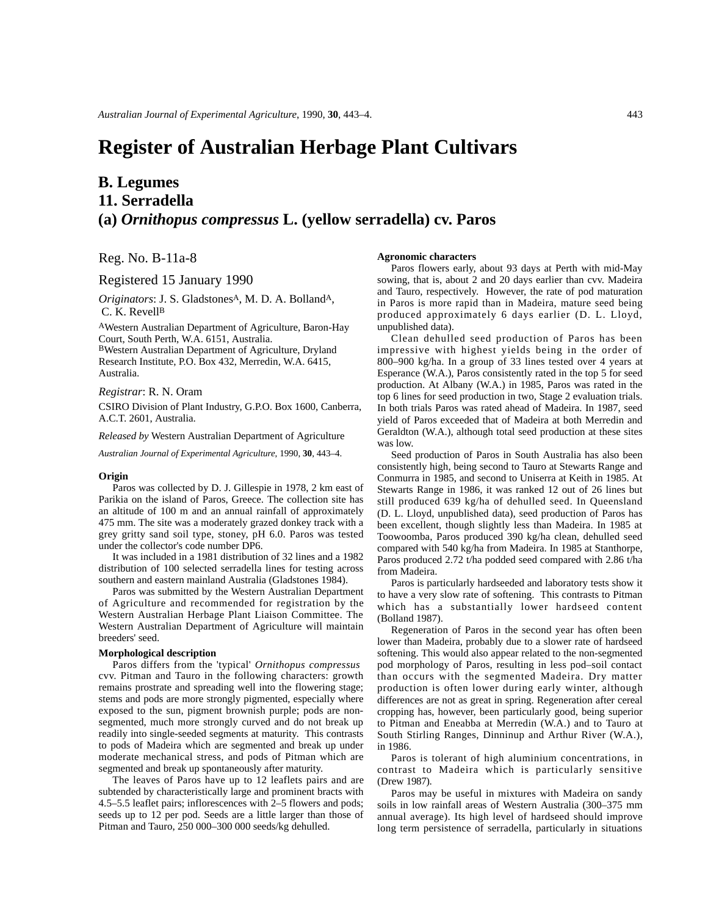# Register of Australian Herbage Plant Cultivars

## B. Legumes

## 11. Serradella

## (a) *Ornithopus compressus* L. (yellow serradella) cv. Paros

Reg. No. B-11a-8

Registered 15 January 1990

*Originators*: J. S. Gladstones[A], M. D. A. Bolland[A], C. K. Revell[B]

[A]Western Australian Department of Agriculture, Baron-Hay Court, South Perth, W.A. 6151, Australia.
[B]Western Australian Department of Agriculture, Dryland Research Institute, P.O. Box 432, Merredin, W.A. 6415, Australia.

*Registrar*: R. N. Oram

CSIRO Division of Plant Industry, G.P.O. Box 1600, Canberra, A.C.T. 2601, Australia.

*Released by* Western Australian Department of Agriculture

*Australian Journal of Experimental Agriculture*, 1990, **30**, 443–4.

### Origin

Paros was collected by D. J. Gillespie in 1978, 2 km east of Parikia on the island of Paros, Greece. The collection site has an altitude of 100 m and an annual rainfall of approximately 475 mm. The site was a moderately grazed donkey track with a grey gritty sand soil type, stoney, pH 6.0. Paros was tested under the collector's code number DP6.

It was included in a 1981 distribution of 32 lines and a 1982 distribution of 100 selected serradella lines for testing across southern and eastern mainland Australia (Gladstones 1984).

Paros was submitted by the Western Australian Department of Agriculture and recommended for registration by the Western Australian Herbage Plant Liaison Committee. The Western Australian Department of Agriculture will maintain breeders' seed.

### Morphological description

Paros differs from the 'typical' *Ornithopus compressus* cvv. Pitman and Tauro in the following characters: growth remains prostrate and spreading well into the flowering stage; stems and pods are more strongly pigmented, especially where exposed to the sun, pigment brownish purple; pods are non-segmented, much more strongly curved and do not break up readily into single-seeded segments at maturity. This contrasts to pods of Madeira which are segmented and break up under moderate mechanical stress, and pods of Pitman which are segmented and break up spontaneously after maturity.

The leaves of Paros have up to 12 leaflets pairs and are subtended by characteristically large and prominent bracts with 4.5–5.5 leaflet pairs; inflorescences with 2–5 flowers and pods; seeds up to 12 per pod. Seeds are a little larger than those of Pitman and Tauro, 250 000–300 000 seeds/kg dehulled.

### Agronomic characters

Paros flowers early, about 93 days at Perth with mid-May sowing, that is, about 2 and 20 days earlier than cvv. Madeira and Tauro, respectively. However, the rate of pod maturation in Paros is more rapid than in Madeira, mature seed being produced approximately 6 days earlier (D. L. Lloyd, unpublished data).

Clean dehulled seed production of Paros has been impressive with highest yields being in the order of 800–900 kg/ha. In a group of 33 lines tested over 4 years at Esperance (W.A.), Paros consistently rated in the top 5 for seed production. At Albany (W.A.) in 1985, Paros was rated in the top 6 lines for seed production in two, Stage 2 evaluation trials. In both trials Paros was rated ahead of Madeira. In 1987, seed yield of Paros exceeded that of Madeira at both Merredin and Geraldton (W.A.), although total seed production at these sites was low.

Seed production of Paros in South Australia has also been consistently high, being second to Tauro at Stewarts Range and Conmurra in 1985, and second to Uniserra at Keith in 1985. At Stewarts Range in 1986, it was ranked 12 out of 26 lines but still produced 639 kg/ha of dehulled seed. In Queensland (D. L. Lloyd, unpublished data), seed production of Paros has been excellent, though slightly less than Madeira. In 1985 at Toowoomba, Paros produced 390 kg/ha clean, dehulled seed compared with 540 kg/ha from Madeira. In 1985 at Stanthorpe, Paros produced 2.72 t/ha podded seed compared with 2.86 t/ha from Madeira.

Paros is particularly hardseeded and laboratory tests show it to have a very slow rate of softening. This contrasts to Pitman which has a substantially lower hardseed content (Bolland 1987).

Regeneration of Paros in the second year has often been lower than Madeira, probably due to a slower rate of hardseed softening. This would also appear related to the non-segmented pod morphology of Paros, resulting in less pod–soil contact than occurs with the segmented Madeira. Dry matter production is often lower during early winter, although differences are not as great in spring. Regeneration after cereal cropping has, however, been particularly good, being superior to Pitman and Eneabba at Merredin (W.A.) and to Tauro at South Stirling Ranges, Dinninup and Arthur River (W.A.), in 1986.

Paros is tolerant of high aluminium concentrations, in contrast to Madeira which is particularly sensitive (Drew 1987).

Paros may be useful in mixtures with Madeira on sandy soils in low rainfall areas of Western Australia (300–375 mm annual average). Its high level of hardseed should improve long term persistence of serradella, particularly in situations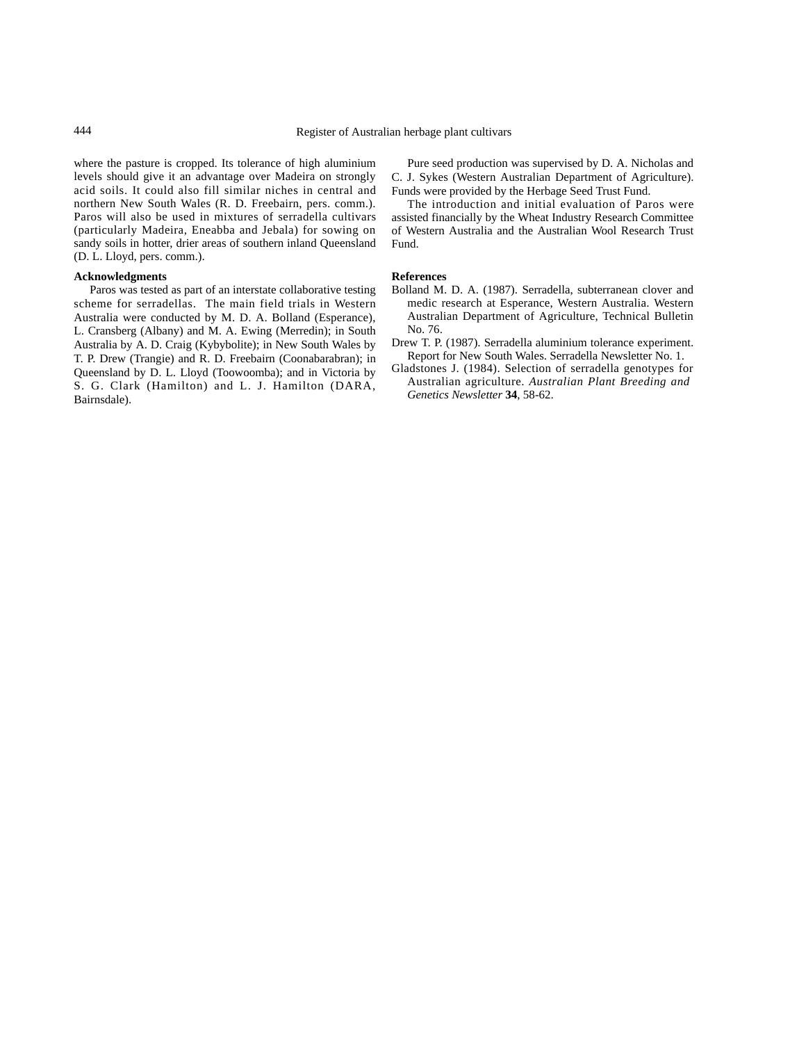where the pasture is cropped. Its tolerance of high aluminium levels should give it an advantage over Madeira on strongly acid soils. It could also fill similar niches in central and northern New South Wales (R. D. Freebairn, pers. comm.). Paros will also be used in mixtures of serradella cultivars (particularly Madeira, Eneabba and Jebala) for sowing on sandy soils in hotter, drier areas of southern inland Queensland (D. L. Lloyd, pers. comm.).

**Acknowledgments**

Paros was tested as part of an interstate collaborative testing scheme for serradellas. The main field trials in Western Australia were conducted by M. D. A. Bolland (Esperance), L. Cransberg (Albany) and M. A. Ewing (Merredin); in South Australia by A. D. Craig (Kybybolite); in New South Wales by T. P. Drew (Trangie) and R. D. Freebairn (Coonabarabran); in Queensland by D. L. Lloyd (Toowoomba); and in Victoria by S. G. Clark (Hamilton) and L. J. Hamilton (DARA, Bairnsdale).

Pure seed production was supervised by D. A. Nicholas and C. J. Sykes (Western Australian Department of Agriculture). Funds were provided by the Herbage Seed Trust Fund.

The introduction and initial evaluation of Paros were assisted financially by the Wheat Industry Research Committee of Western Australia and the Australian Wool Research Trust Fund.

**References**

Bolland M. D. A. (1987). Serradella, subterranean clover and medic research at Esperance, Western Australia. Western Australian Department of Agriculture, Technical Bulletin No. 76.

Drew T. P. (1987). Serradella aluminium tolerance experiment. Report for New South Wales. Serradella Newsletter No. 1.

Gladstones J. (1984). Selection of serradella genotypes for Australian agriculture. *Australian Plant Breeding and Genetics Newsletter* **34**, 58-62.